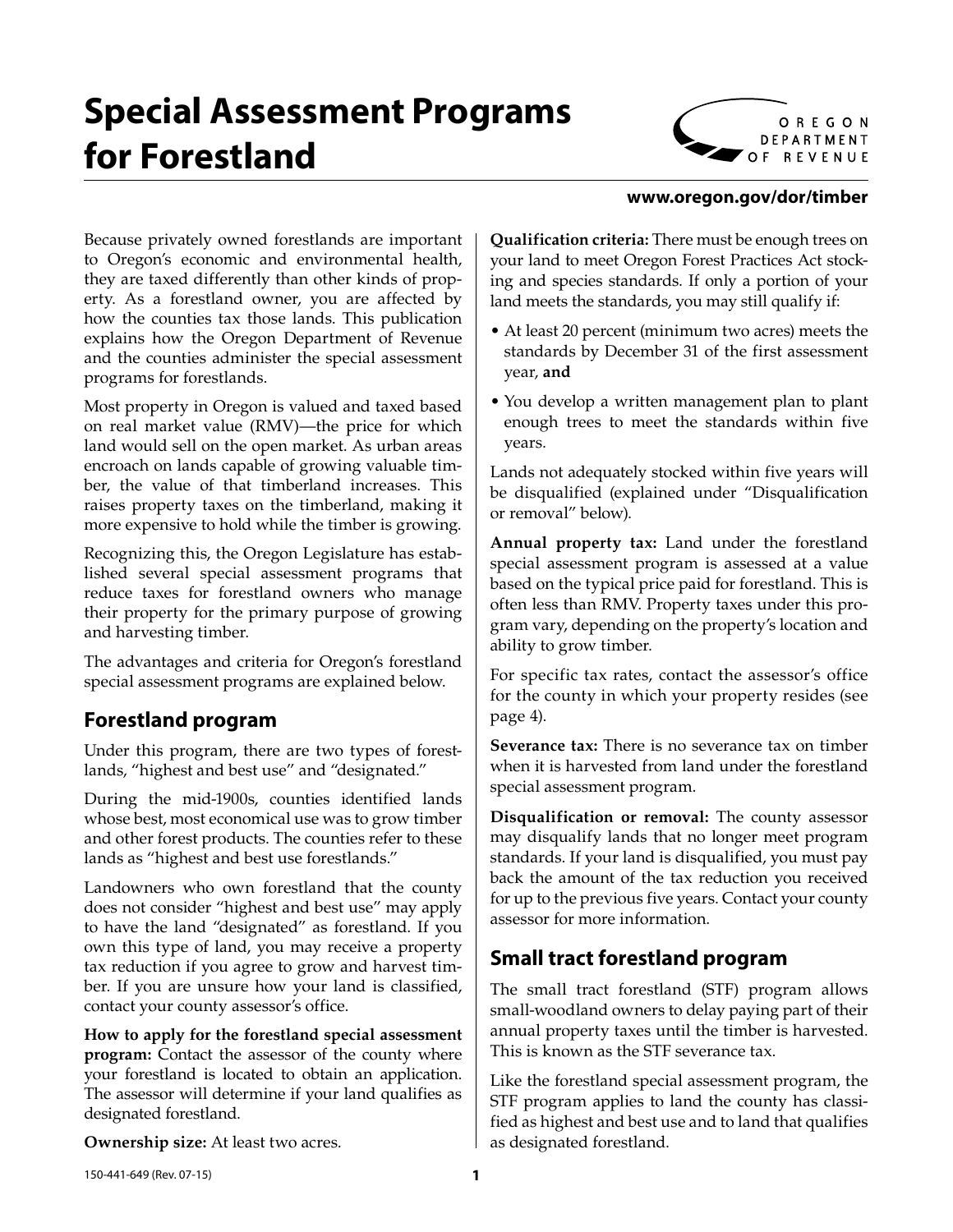# Special Assessment Programs for Forestland

OREGON DEPARTMENT OF REVENUE

**www.oregon.gov/dor/timber**

Because privately owned forestlands are important to Oregon's economic and environmental health, they are taxed differently than other kinds of property. As a forestland owner, you are affected by how the counties tax those lands. This publication explains how the Oregon Department of Revenue and the counties administer the special assessment programs for forestlands.

Most property in Oregon is valued and taxed based on real market value (RMV)—the price for which land would sell on the open market. As urban areas encroach on lands capable of growing valuable timber, the value of that timberland increases. This raises property taxes on the timberland, making it more expensive to hold while the timber is growing.

Recognizing this, the Oregon Legislature has established several special assessment programs that reduce taxes for forestland owners who manage their property for the primary purpose of growing and harvesting timber.

The advantages and criteria for Oregon's forestland special assessment programs are explained below.

## Forestland program

Under this program, there are two types of forestlands, "highest and best use" and "designated."

During the mid-1900s, counties identified lands whose best, most economical use was to grow timber and other forest products. The counties refer to these lands as "highest and best use forestlands."

Landowners who own forestland that the county does not consider "highest and best use" may apply to have the land "designated" as forestland. If you own this type of land, you may receive a property tax reduction if you agree to grow and harvest timber. If you are unsure how your land is classified, contact your county assessor's office.

**How to apply for the forestland special assessment program:** Contact the assessor of the county where your forestland is located to obtain an application. The assessor will determine if your land qualifies as designated forestland.

**Ownership size:** At least two acres.

**Qualification criteria:** There must be enough trees on your land to meet Oregon Forest Practices Act stocking and species standards. If only a portion of your land meets the standards, you may still qualify if:

- At least 20 percent (minimum two acres) meets the standards by December 31 of the first assessment year, **and**
- You develop a written management plan to plant enough trees to meet the standards within five years.

Lands not adequately stocked within five years will be disqualified (explained under "Disqualification or removal" below).

**Annual property tax:** Land under the forestland special assessment program is assessed at a value based on the typical price paid for forestland. This is often less than RMV. Property taxes under this program vary, depending on the property's location and ability to grow timber.

For specific tax rates, contact the assessor's office for the county in which your property resides (see page 4).

**Severance tax:** There is no severance tax on timber when it is harvested from land under the forestland special assessment program.

**Disqualification or removal:** The county assessor may disqualify lands that no longer meet program standards. If your land is disqualified, you must pay back the amount of the tax reduction you received for up to the previous five years. Contact your county assessor for more information.

## Small tract forestland program

The small tract forestland (STF) program allows small-woodland owners to delay paying part of their annual property taxes until the timber is harvested. This is known as the STF severance tax.

Like the forestland special assessment program, the STF program applies to land the county has classified as highest and best use and to land that qualifies as designated forestland.

150-441-649 (Rev. 07-15)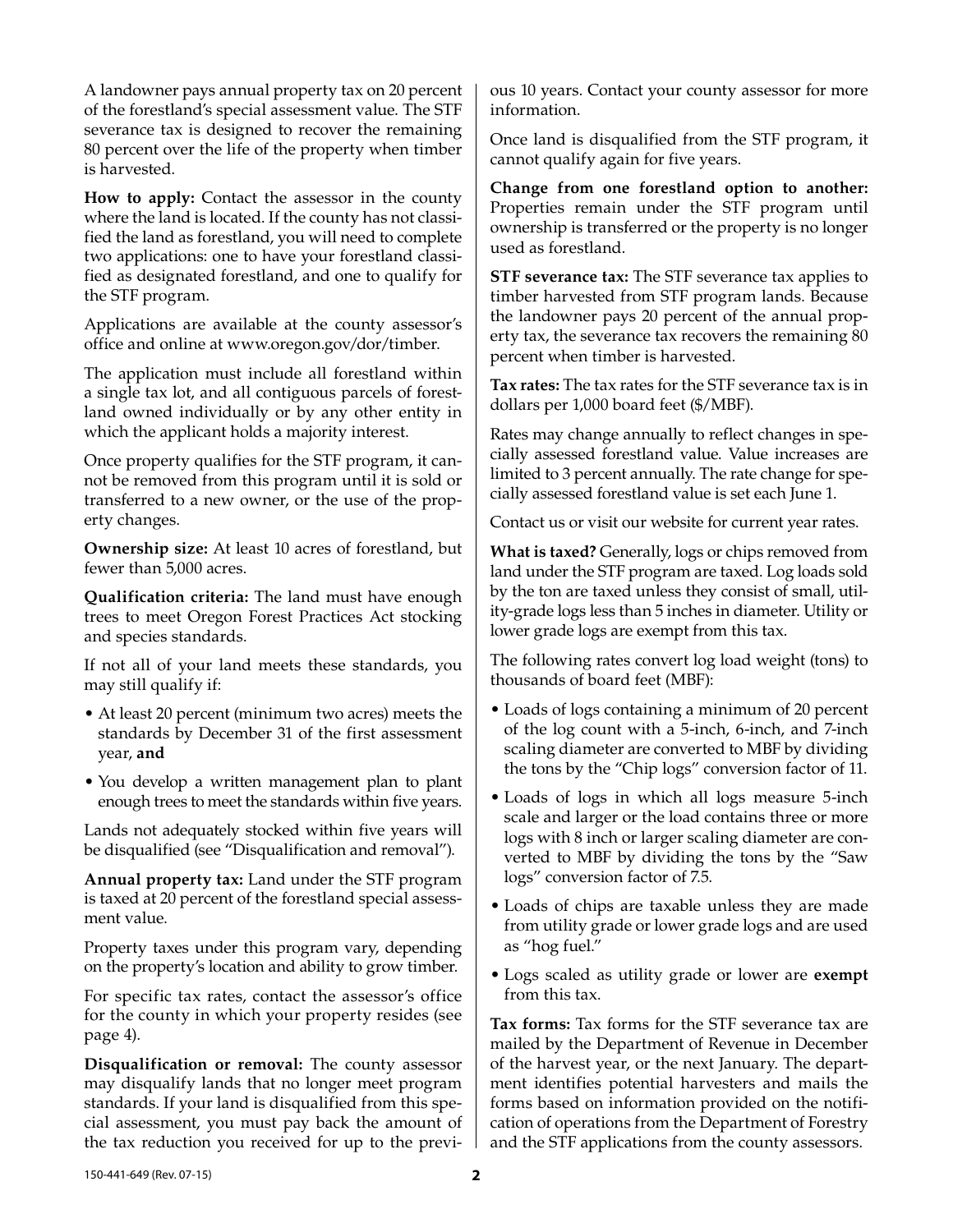A landowner pays annual property tax on 20 percent of the forestland's special assessment value. The STF severance tax is designed to recover the remaining 80 percent over the life of the property when timber is harvested.

**How to apply:** Contact the assessor in the county where the land is located. If the county has not classified the land as forestland, you will need to complete two applications: one to have your forestland classified as designated forestland, and one to qualify for the STF program.

Applications are available at the county assessor's office and online at www.oregon.gov/dor/timber.

The application must include all forestland within a single tax lot, and all contiguous parcels of forestland owned individually or by any other entity in which the applicant holds a majority interest.

Once property qualifies for the STF program, it cannot be removed from this program until it is sold or transferred to a new owner, or the use of the property changes.

**Ownership size:** At least 10 acres of forestland, but fewer than 5,000 acres.

**Qualification criteria:** The land must have enough trees to meet Oregon Forest Practices Act stocking and species standards.

If not all of your land meets these standards, you may still qualify if:

- At least 20 percent (minimum two acres) meets the standards by December 31 of the first assessment year, **and**
- You develop a written management plan to plant enough trees to meet the standards within five years.

Lands not adequately stocked within five years will be disqualified (see "Disqualification and removal").

**Annual property tax:** Land under the STF program is taxed at 20 percent of the forestland special assessment value.

Property taxes under this program vary, depending on the property's location and ability to grow timber.

For specific tax rates, contact the assessor's office for the county in which your property resides (see page 4).

**Disqualification or removal:** The county assessor may disqualify lands that no longer meet program standards. If your land is disqualified from this special assessment, you must pay back the amount of the tax reduction you received for up to the previous 10 years. Contact your county assessor for more information.

Once land is disqualified from the STF program, it cannot qualify again for five years.

**Change from one forestland option to another:** Properties remain under the STF program until ownership is transferred or the property is no longer used as forestland.

**STF severance tax:** The STF severance tax applies to timber harvested from STF program lands. Because the landowner pays 20 percent of the annual property tax, the severance tax recovers the remaining 80 percent when timber is harvested.

**Tax rates:** The tax rates for the STF severance tax is in dollars per 1,000 board feet ($/MBF).

Rates may change annually to reflect changes in specially assessed forestland value. Value increases are limited to 3 percent annually. The rate change for specially assessed forestland value is set each June 1.

Contact us or visit our website for current year rates.

**What is taxed?** Generally, logs or chips removed from land under the STF program are taxed. Log loads sold by the ton are taxed unless they consist of small, utility-grade logs less than 5 inches in diameter. Utility or lower grade logs are exempt from this tax.

The following rates convert log load weight (tons) to thousands of board feet (MBF):

- Loads of logs containing a minimum of 20 percent of the log count with a 5-inch, 6-inch, and 7-inch scaling diameter are converted to MBF by dividing the tons by the "Chip logs" conversion factor of 11.
- Loads of logs in which all logs measure 5-inch scale and larger or the load contains three or more logs with 8 inch or larger scaling diameter are converted to MBF by dividing the tons by the "Saw logs" conversion factor of 7.5.
- Loads of chips are taxable unless they are made from utility grade or lower grade logs and are used as "hog fuel."
- Logs scaled as utility grade or lower are **exempt** from this tax.

**Tax forms:** Tax forms for the STF severance tax are mailed by the Department of Revenue in December of the harvest year, or the next January. The department identifies potential harvesters and mails the forms based on information provided on the notification of operations from the Department of Forestry and the STF applications from the county assessors.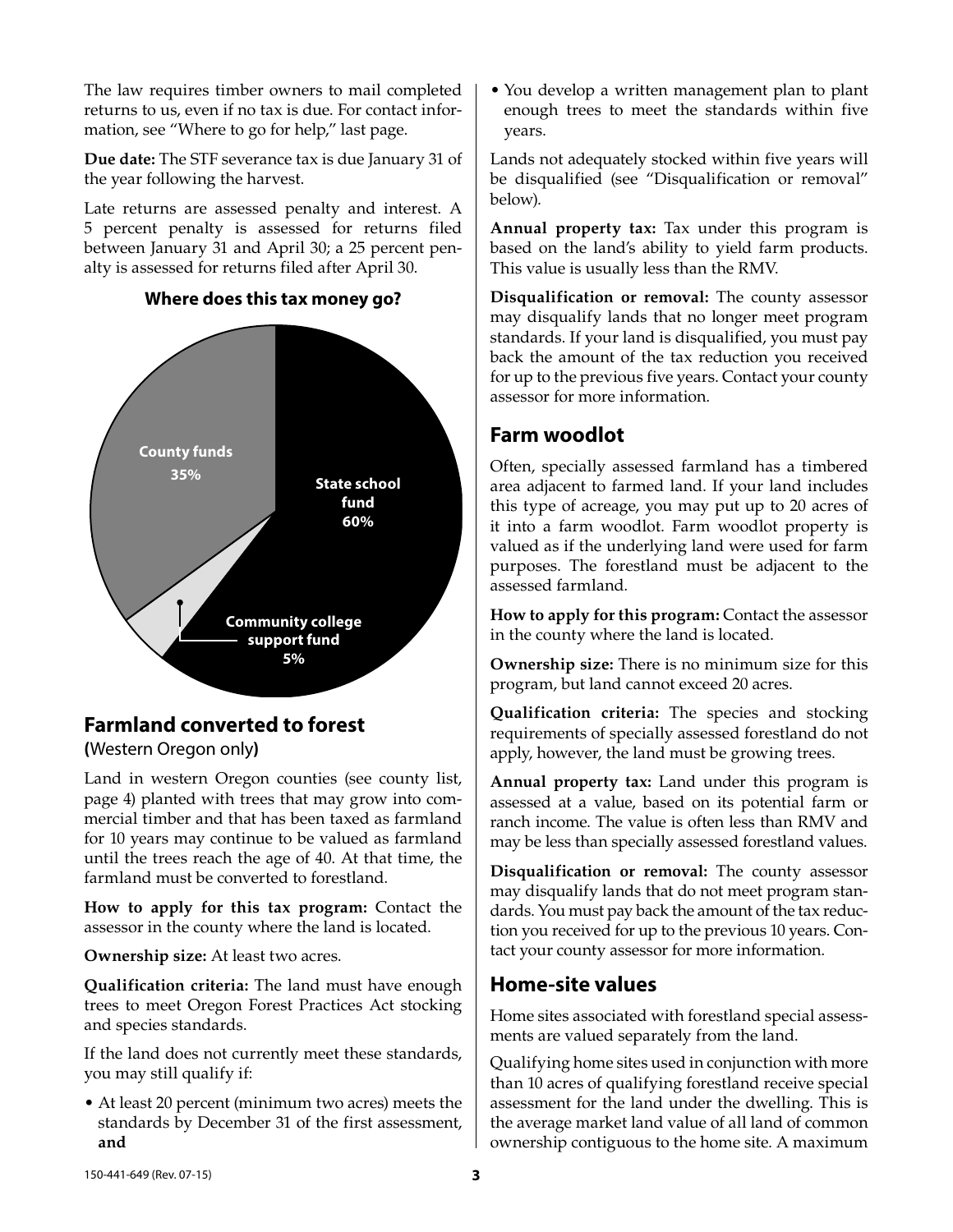The law requires timber owners to mail completed returns to us, even if no tax is due. For contact information, see "Where to go for help," last page.

**Due date:** The STF severance tax is due January 31 of the year following the harvest.

Late returns are assessed penalty and interest. A 5 percent penalty is assessed for returns filed between January 31 and April 30; a 25 percent penalty is assessed for returns filed after April 30.

**Where does this tax money go?**

- State school fund 60%
- County funds 35%
- Community college support fund 5%

## Farmland converted to forest

**(**Western Oregon only**)**

Land in western Oregon counties (see county list, page 4) planted with trees that may grow into commercial timber and that has been taxed as farmland for 10 years may continue to be valued as farmland until the trees reach the age of 40. At that time, the farmland must be converted to forestland.

**How to apply for this tax program:** Contact the assessor in the county where the land is located.

**Ownership size:** At least two acres.

**Qualification criteria:** The land must have enough trees to meet Oregon Forest Practices Act stocking and species standards.

If the land does not currently meet these standards, you may still qualify if:

- At least 20 percent (minimum two acres) meets the standards by December 31 of the first assessment, **and**
- You develop a written management plan to plant enough trees to meet the standards within five years.

Lands not adequately stocked within five years will be disqualified (see "Disqualification or removal" below).

**Annual property tax:** Tax under this program is based on the land's ability to yield farm products. This value is usually less than the RMV.

**Disqualification or removal:** The county assessor may disqualify lands that no longer meet program standards. If your land is disqualified, you must pay back the amount of the tax reduction you received for up to the previous five years. Contact your county assessor for more information.

## Farm woodlot

Often, specially assessed farmland has a timbered area adjacent to farmed land. If your land includes this type of acreage, you may put up to 20 acres of it into a farm woodlot. Farm woodlot property is valued as if the underlying land were used for farm purposes. The forestland must be adjacent to the assessed farmland.

**How to apply for this program:** Contact the assessor in the county where the land is located.

**Ownership size:** There is no minimum size for this program, but land cannot exceed 20 acres.

**Qualification criteria:** The species and stocking requirements of specially assessed forestland do not apply, however, the land must be growing trees.

**Annual property tax:** Land under this program is assessed at a value, based on its potential farm or ranch income. The value is often less than RMV and may be less than specially assessed forestland values.

**Disqualification or removal:** The county assessor may disqualify lands that do not meet program standards. You must pay back the amount of the tax reduction you received for up to the previous 10 years. Contact your county assessor for more information.

## Home-site values

Home sites associated with forestland special assessments are valued separately from the land.

Qualifying home sites used in conjunction with more than 10 acres of qualifying forestland receive special assessment for the land under the dwelling. This is the average market land value of all land of common ownership contiguous to the home site. A maximum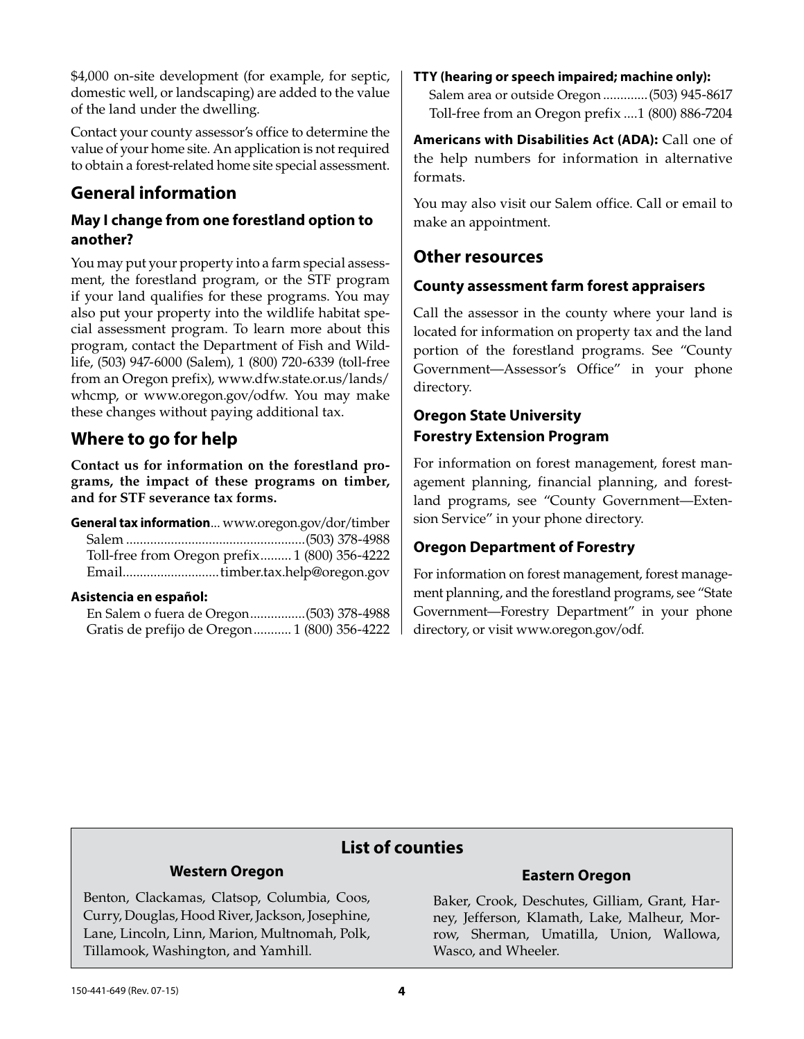$4,000 on-site development (for example, for septic, domestic well, or landscaping) are added to the value of the land under the dwelling.

Contact your county assessor's office to determine the value of your home site. An application is not required to obtain a forest-related home site special assessment.

## General information

### May I change from one forestland option to another?

You may put your property into a farm special assessment, the forestland program, or the STF program if your land qualifies for these programs. You may also put your property into the wildlife habitat special assessment program. To learn more about this program, contact the Department of Fish and Wildlife, (503) 947-6000 (Salem), 1 (800) 720-6339 (toll-free from an Oregon prefix), www.dfw.state.or.us/lands/whcmp, or www.oregon.gov/odfw. You may make these changes without paying additional tax.

## Where to go for help

**Contact us for information on the forestland programs, the impact of these programs on timber, and for STF severance tax forms.**

**General tax information**... www.oregon.gov/dor/timber
Salem ....................................................(503) 378-4988
Toll-free from Oregon prefix......... 1 (800) 356-4222
Email............................timber.tax.help@oregon.gov

**Asistencia en español:**
En Salem o fuera de Oregon................(503) 378-4988
Gratis de prefijo de Oregon........... 1 (800) 356-4222

**TTY (hearing or speech impaired; machine only):**
Salem area or outside Oregon .............(503) 945-8617
Toll-free from an Oregon prefix ....1 (800) 886-7204

**Americans with Disabilities Act (ADA):** Call one of the help numbers for information in alternative formats.

You may also visit our Salem office. Call or email to make an appointment.

## Other resources

### County assessment farm forest appraisers

Call the assessor in the county where your land is located for information on property tax and the land portion of the forestland programs. See "County Government—Assessor's Office" in your phone directory.

### Oregon State University Forestry Extension Program

For information on forest management, forest management planning, financial planning, and forestland programs, see "County Government—Extension Service" in your phone directory.

### Oregon Department of Forestry

For information on forest management, forest management planning, and the forestland programs, see "State Government—Forestry Department" in your phone directory, or visit www.oregon.gov/odf.

## List of counties

### Western Oregon

Benton, Clackamas, Clatsop, Columbia, Coos, Curry, Douglas, Hood River, Jackson, Josephine, Lane, Lincoln, Linn, Marion, Multnomah, Polk, Tillamook, Washington, and Yamhill.

### Eastern Oregon

Baker, Crook, Deschutes, Gilliam, Grant, Harney, Jefferson, Klamath, Lake, Malheur, Morrow, Sherman, Umatilla, Union, Wallowa, Wasco, and Wheeler.

150-441-649 (Rev. 07-15)